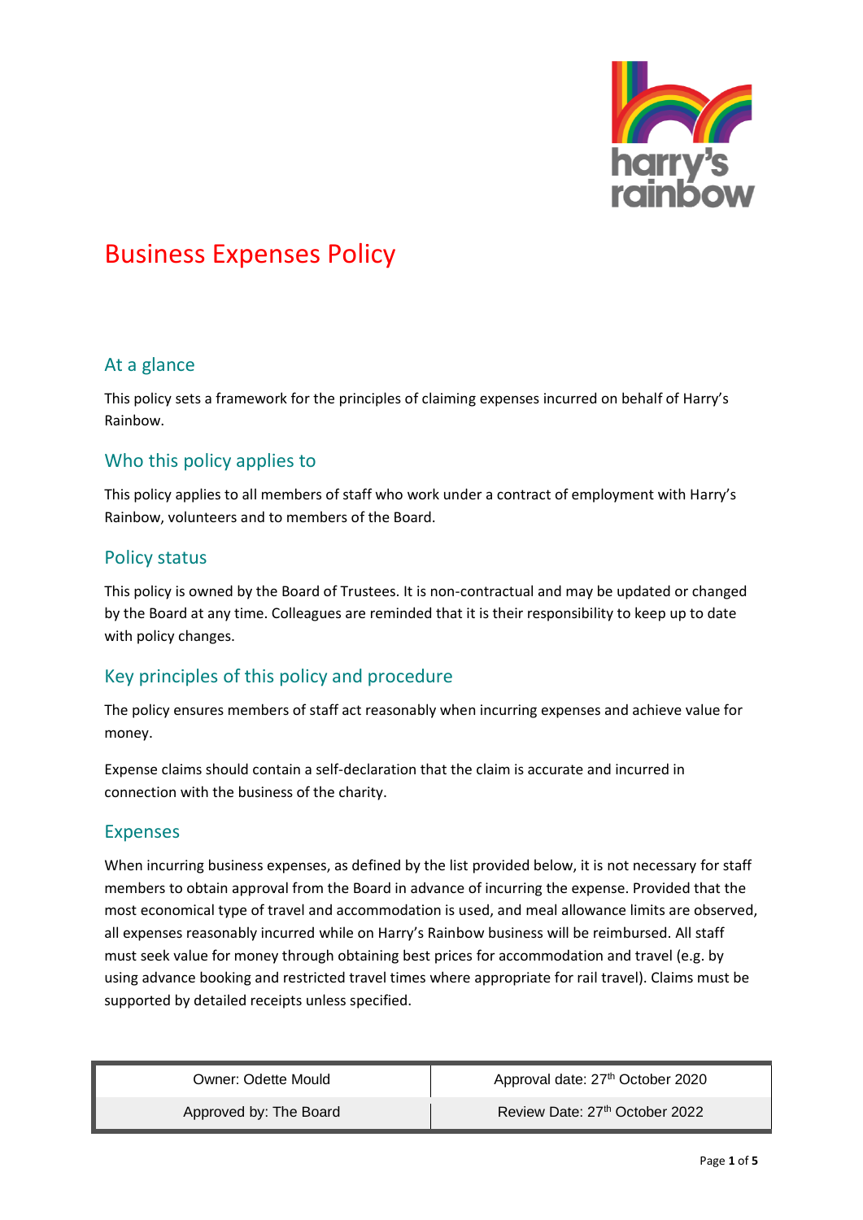# Business Expenses Policy

## At a glance

This policy sets a framework for the principles of claiming expenses incurred on behalf of Harry's Rainbow.

## Who this policy applies to

This policy applies to all members of staff who work under a contract of employment with Harry's Rainbow, volunteers and to members of the Board.

## Policy status

This policy is owned by the Board of Trustees. It is non-contractual and may be updated or changed by the Board at any time. Colleagues are reminded that it is their responsibility to keep up to date with policy changes.

## Key principles of this policy and procedure

The policy ensures members of staff act reasonably when incurring expenses and achieve value for money.

Expense claims should contain a self-declaration that the claim is accurate and incurred in connection with the business of the charity.

## Expenses

When incurring business expenses, as defined by the list provided below, it is not necessary for staff members to obtain approval from the Board in advance of incurring the expense. Provided that the most economical type of travel and accommodation is used, and meal allowance limits are observed, all expenses reasonably incurred while on Harry's Rainbow business will be reimbursed. All staff must seek value for money through obtaining best prices for accommodation and travel (e.g. by using advance booking and restricted travel times where appropriate for rail travel). Claims must be supported by detailed receipts unless specified.

| Owner: Odette Mould | Approval date: 27th October 2020 |
|---|---|
| Approved by: The Board | Review Date: 27th October 2022 |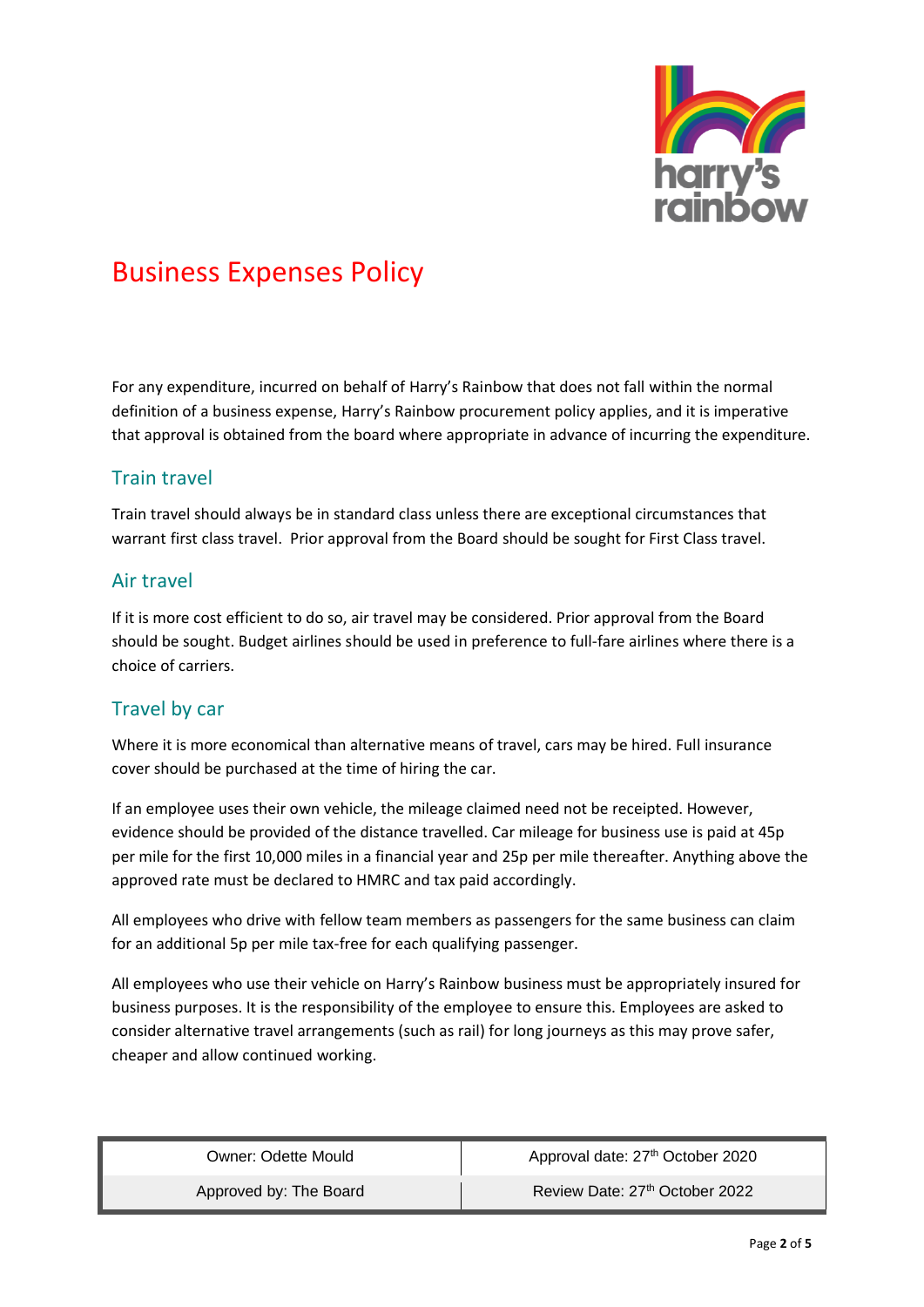# Business Expenses Policy

For any expenditure, incurred on behalf of Harry's Rainbow that does not fall within the normal definition of a business expense, Harry's Rainbow procurement policy applies, and it is imperative that approval is obtained from the board where appropriate in advance of incurring the expenditure.

## Train travel

Train travel should always be in standard class unless there are exceptional circumstances that warrant first class travel. Prior approval from the Board should be sought for First Class travel.

## Air travel

If it is more cost efficient to do so, air travel may be considered. Prior approval from the Board should be sought. Budget airlines should be used in preference to full-fare airlines where there is a choice of carriers.

## Travel by car

Where it is more economical than alternative means of travel, cars may be hired. Full insurance cover should be purchased at the time of hiring the car.

If an employee uses their own vehicle, the mileage claimed need not be receipted. However, evidence should be provided of the distance travelled. Car mileage for business use is paid at 45p per mile for the first 10,000 miles in a financial year and 25p per mile thereafter. Anything above the approved rate must be declared to HMRC and tax paid accordingly.

All employees who drive with fellow team members as passengers for the same business can claim for an additional 5p per mile tax-free for each qualifying passenger.

All employees who use their vehicle on Harry's Rainbow business must be appropriately insured for business purposes. It is the responsibility of the employee to ensure this. Employees are asked to consider alternative travel arrangements (such as rail) for long journeys as this may prove safer, cheaper and allow continued working.

| Owner: Odette Mould | Approval date: 27th October 2020 |
| --- | --- |
| Approved by: The Board | Review Date: 27th October 2022 |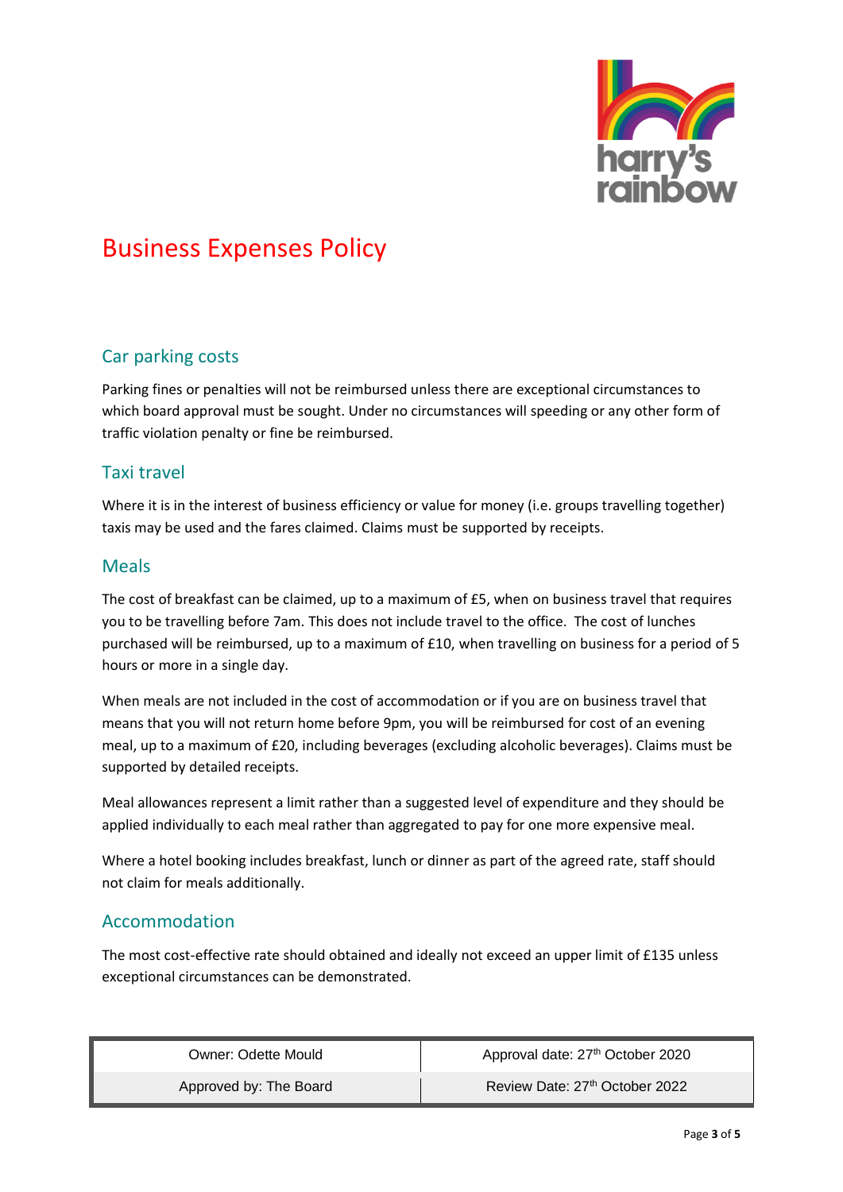# Business Expenses Policy

## Car parking costs

Parking fines or penalties will not be reimbursed unless there are exceptional circumstances to which board approval must be sought. Under no circumstances will speeding or any other form of traffic violation penalty or fine be reimbursed.

## Taxi travel

Where it is in the interest of business efficiency or value for money (i.e. groups travelling together) taxis may be used and the fares claimed. Claims must be supported by receipts.

## Meals

The cost of breakfast can be claimed, up to a maximum of £5, when on business travel that requires you to be travelling before 7am. This does not include travel to the office. The cost of lunches purchased will be reimbursed, up to a maximum of £10, when travelling on business for a period of 5 hours or more in a single day.

When meals are not included in the cost of accommodation or if you are on business travel that means that you will not return home before 9pm, you will be reimbursed for cost of an evening meal, up to a maximum of £20, including beverages (excluding alcoholic beverages). Claims must be supported by detailed receipts.

Meal allowances represent a limit rather than a suggested level of expenditure and they should be applied individually to each meal rather than aggregated to pay for one more expensive meal.

Where a hotel booking includes breakfast, lunch or dinner as part of the agreed rate, staff should not claim for meals additionally.

## Accommodation

The most cost-effective rate should obtained and ideally not exceed an upper limit of £135 unless exceptional circumstances can be demonstrated.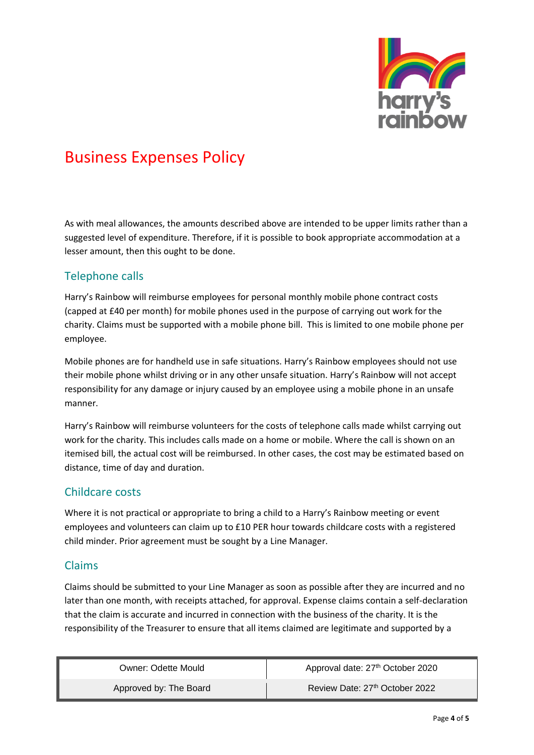# Business Expenses Policy

As with meal allowances, the amounts described above are intended to be upper limits rather than a suggested level of expenditure. Therefore, if it is possible to book appropriate accommodation at a lesser amount, then this ought to be done.

## Telephone calls

Harry's Rainbow will reimburse employees for personal monthly mobile phone contract costs (capped at £40 per month) for mobile phones used in the purpose of carrying out work for the charity. Claims must be supported with a mobile phone bill. This is limited to one mobile phone per employee.

Mobile phones are for handheld use in safe situations. Harry's Rainbow employees should not use their mobile phone whilst driving or in any other unsafe situation. Harry's Rainbow will not accept responsibility for any damage or injury caused by an employee using a mobile phone in an unsafe manner.

Harry's Rainbow will reimburse volunteers for the costs of telephone calls made whilst carrying out work for the charity. This includes calls made on a home or mobile. Where the call is shown on an itemised bill, the actual cost will be reimbursed. In other cases, the cost may be estimated based on distance, time of day and duration.

## Childcare costs

Where it is not practical or appropriate to bring a child to a Harry's Rainbow meeting or event employees and volunteers can claim up to £10 PER hour towards childcare costs with a registered child minder. Prior agreement must be sought by a Line Manager.

## Claims

Claims should be submitted to your Line Manager as soon as possible after they are incurred and no later than one month, with receipts attached, for approval. Expense claims contain a self-declaration that the claim is accurate and incurred in connection with the business of the charity. It is the responsibility of the Treasurer to ensure that all items claimed are legitimate and supported by a

| Owner: Odette Mould | Approval date: 27th October 2020 |
|---|---|
| Approved by: The Board | Review Date: 27th October 2022 |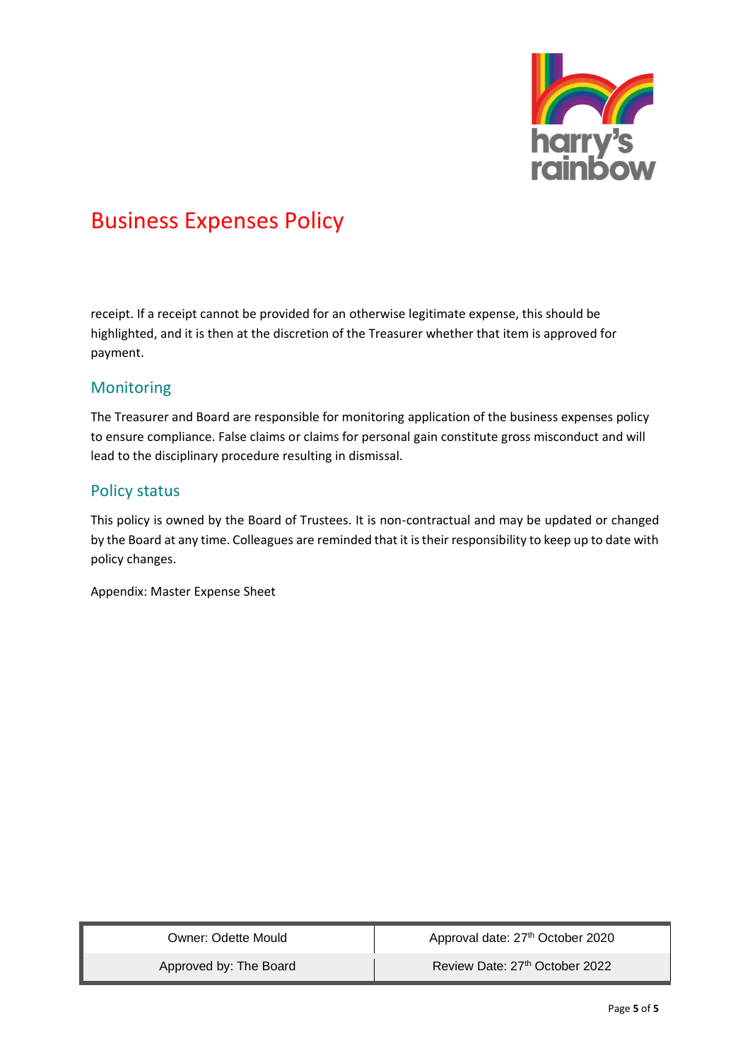# Business Expenses Policy

receipt. If a receipt cannot be provided for an otherwise legitimate expense, this should be highlighted, and it is then at the discretion of the Treasurer whether that item is approved for payment.

## Monitoring

The Treasurer and Board are responsible for monitoring application of the business expenses policy to ensure compliance. False claims or claims for personal gain constitute gross misconduct and will lead to the disciplinary procedure resulting in dismissal.

## Policy status

This policy is owned by the Board of Trustees. It is non-contractual and may be updated or changed by the Board at any time. Colleagues are reminded that it is their responsibility to keep up to date with policy changes.

Appendix: Master Expense Sheet

| | |
|---|---|
| Owner: Odette Mould | Approval date: 27th October 2020 |
| Approved by: The Board | Review Date: 27th October 2022 |